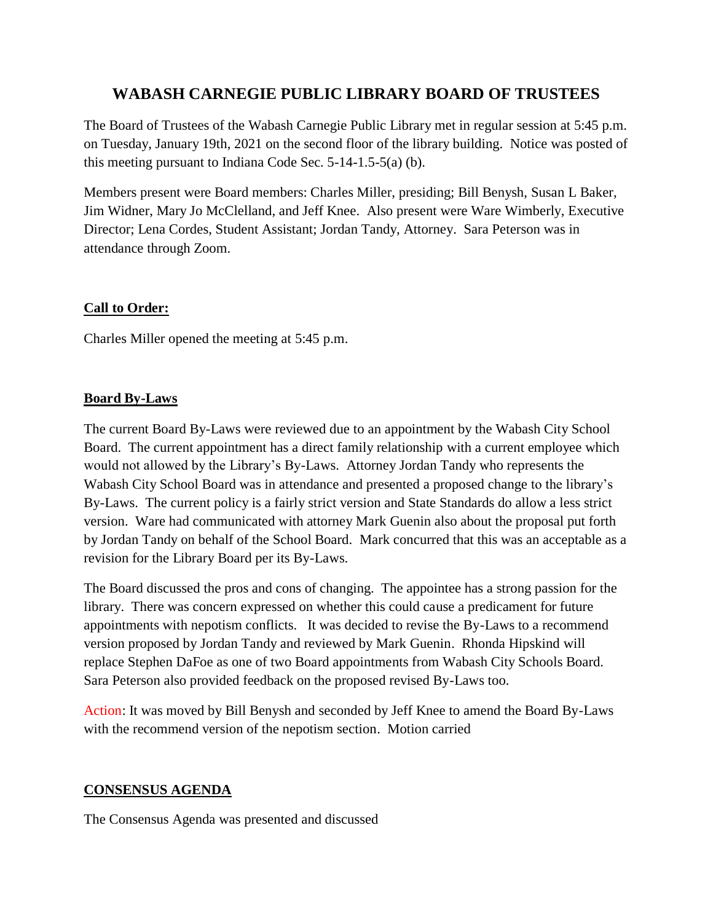# WABASH CARNEGIE PUBLIC LIBRARY BOARD OF TRUSTEES

The Board of Trustees of the Wabash Carnegie Public Library met in regular session at 5:45 p.m. on Tuesday, January 19th, 2021 on the second floor of the library building. Notice was posted of this meeting pursuant to Indiana Code Sec. 5-14-1.5-5(a) (b).

Members present were Board members: Charles Miller, presiding; Bill Benysh, Susan L Baker, Jim Widner, Mary Jo McClelland, and Jeff Knee. Also present were Ware Wimberly, Executive Director; Lena Cordes, Student Assistant; Jordan Tandy, Attorney. Sara Peterson was in attendance through Zoom.

**Call to Order:**

Charles Miller opened the meeting at 5:45 p.m.

**Board By-Laws**

The current Board By-Laws were reviewed due to an appointment by the Wabash City School Board. The current appointment has a direct family relationship with a current employee which would not allowed by the Library's By-Laws. Attorney Jordan Tandy who represents the Wabash City School Board was in attendance and presented a proposed change to the library's By-Laws. The current policy is a fairly strict version and State Standards do allow a less strict version. Ware had communicated with attorney Mark Guenin also about the proposal put forth by Jordan Tandy on behalf of the School Board. Mark concurred that this was an acceptable as a revision for the Library Board per its By-Laws.

The Board discussed the pros and cons of changing. The appointee has a strong passion for the library. There was concern expressed on whether this could cause a predicament for future appointments with nepotism conflicts. It was decided to revise the By-Laws to a recommend version proposed by Jordan Tandy and reviewed by Mark Guenin. Rhonda Hipskind will replace Stephen DaFoe as one of two Board appointments from Wabash City Schools Board. Sara Peterson also provided feedback on the proposed revised By-Laws too.

Action: It was moved by Bill Benysh and seconded by Jeff Knee to amend the Board By-Laws with the recommend version of the nepotism section. Motion carried

**CONSENSUS AGENDA**

The Consensus Agenda was presented and discussed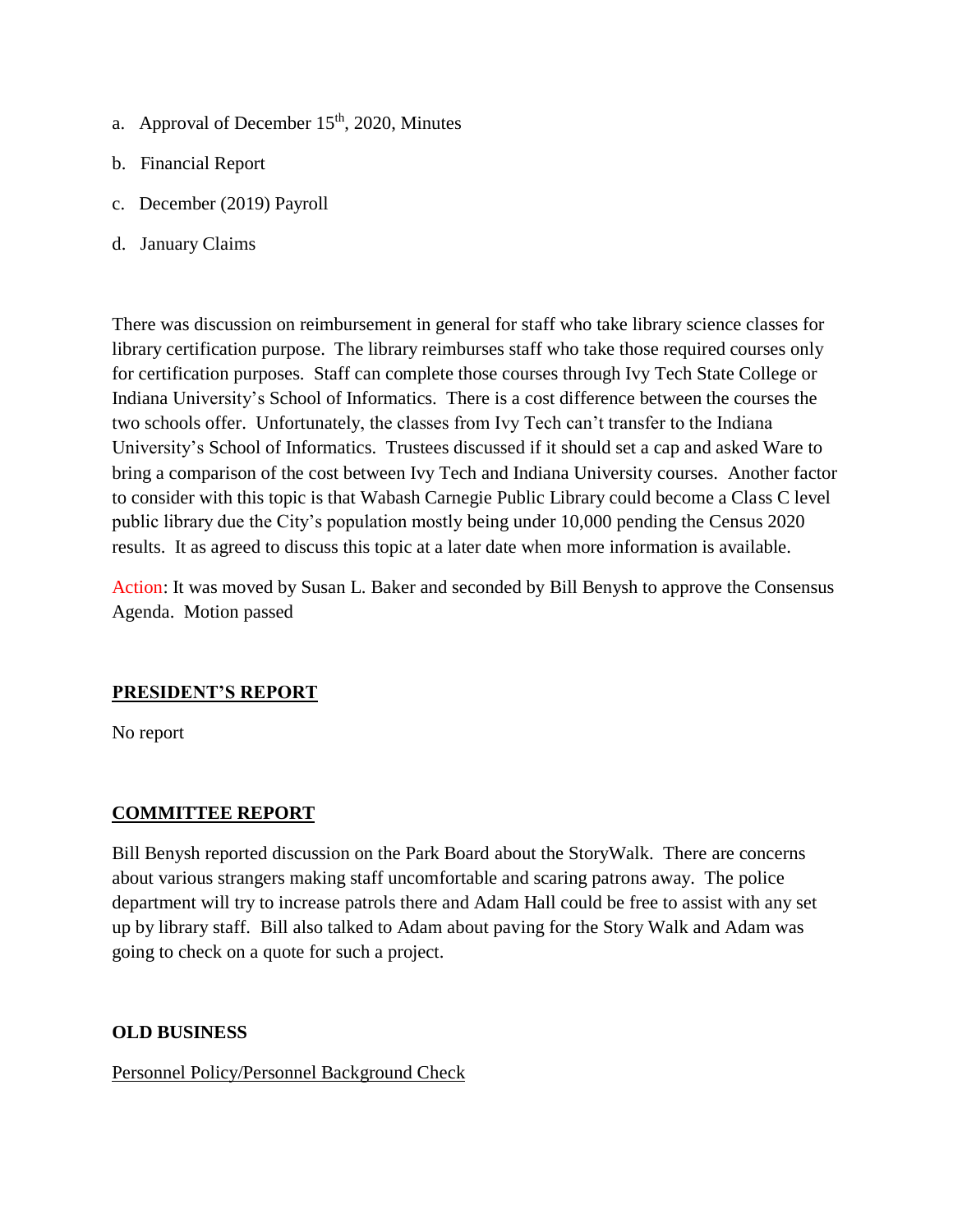a. Approval of December 15th, 2020, Minutes

b. Financial Report

c. December (2019) Payroll

d. January Claims

There was discussion on reimbursement in general for staff who take library science classes for library certification purpose. The library reimburses staff who take those required courses only for certification purposes. Staff can complete those courses through Ivy Tech State College or Indiana University's School of Informatics. There is a cost difference between the courses the two schools offer. Unfortunately, the classes from Ivy Tech can't transfer to the Indiana University's School of Informatics. Trustees discussed if it should set a cap and asked Ware to bring a comparison of the cost between Ivy Tech and Indiana University courses. Another factor to consider with this topic is that Wabash Carnegie Public Library could become a Class C level public library due the City's population mostly being under 10,000 pending the Census 2020 results. It as agreed to discuss this topic at a later date when more information is available.

Action: It was moved by Susan L. Baker and seconded by Bill Benysh to approve the Consensus Agenda. Motion passed

## PRESIDENT'S REPORT

No report

## COMMITTEE REPORT

Bill Benysh reported discussion on the Park Board about the StoryWalk. There are concerns about various strangers making staff uncomfortable and scaring patrons away. The police department will try to increase patrols there and Adam Hall could be free to assist with any set up by library staff. Bill also talked to Adam about paving for the Story Walk and Adam was going to check on a quote for such a project.

## OLD BUSINESS

Personnel Policy/Personnel Background Check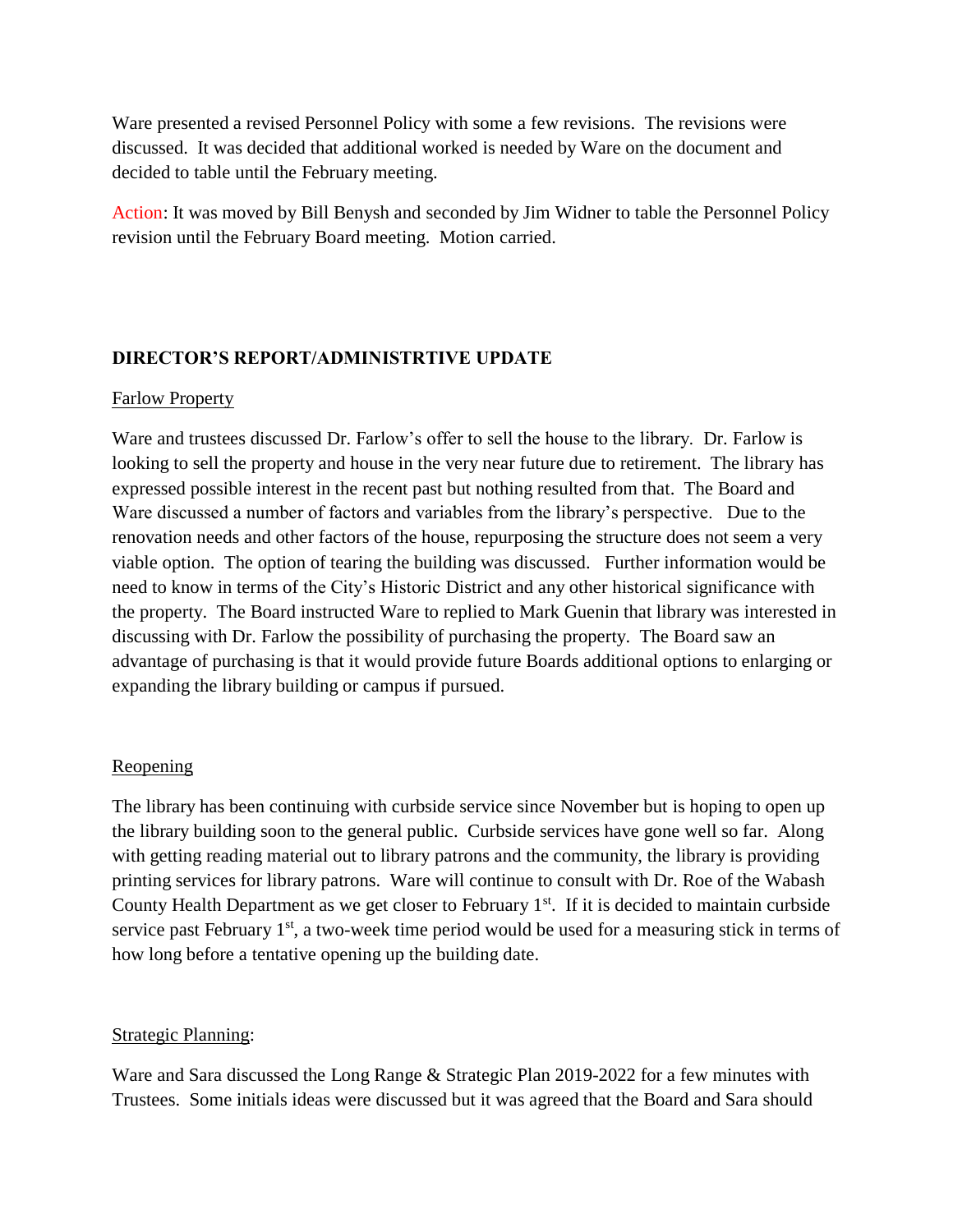Ware presented a revised Personnel Policy with some a few revisions. The revisions were discussed. It was decided that additional worked is needed by Ware on the document and decided to table until the February meeting.

Action: It was moved by Bill Benysh and seconded by Jim Widner to table the Personnel Policy revision until the February Board meeting. Motion carried.

**DIRECTOR'S REPORT/ADMINISTRTIVE UPDATE**

Farlow Property

Ware and trustees discussed Dr. Farlow's offer to sell the house to the library. Dr. Farlow is looking to sell the property and house in the very near future due to retirement. The library has expressed possible interest in the recent past but nothing resulted from that. The Board and Ware discussed a number of factors and variables from the library's perspective. Due to the renovation needs and other factors of the house, repurposing the structure does not seem a very viable option. The option of tearing the building was discussed. Further information would be need to know in terms of the City's Historic District and any other historical significance with the property. The Board instructed Ware to replied to Mark Guenin that library was interested in discussing with Dr. Farlow the possibility of purchasing the property. The Board saw an advantage of purchasing is that it would provide future Boards additional options to enlarging or expanding the library building or campus if pursued.

Reopening

The library has been continuing with curbside service since November but is hoping to open up the library building soon to the general public. Curbside services have gone well so far. Along with getting reading material out to library patrons and the community, the library is providing printing services for library patrons. Ware will continue to consult with Dr. Roe of the Wabash County Health Department as we get closer to February 1st. If it is decided to maintain curbside service past February 1st, a two-week time period would be used for a measuring stick in terms of how long before a tentative opening up the building date.

Strategic Planning:

Ware and Sara discussed the Long Range & Strategic Plan 2019-2022 for a few minutes with Trustees. Some initials ideas were discussed but it was agreed that the Board and Sara should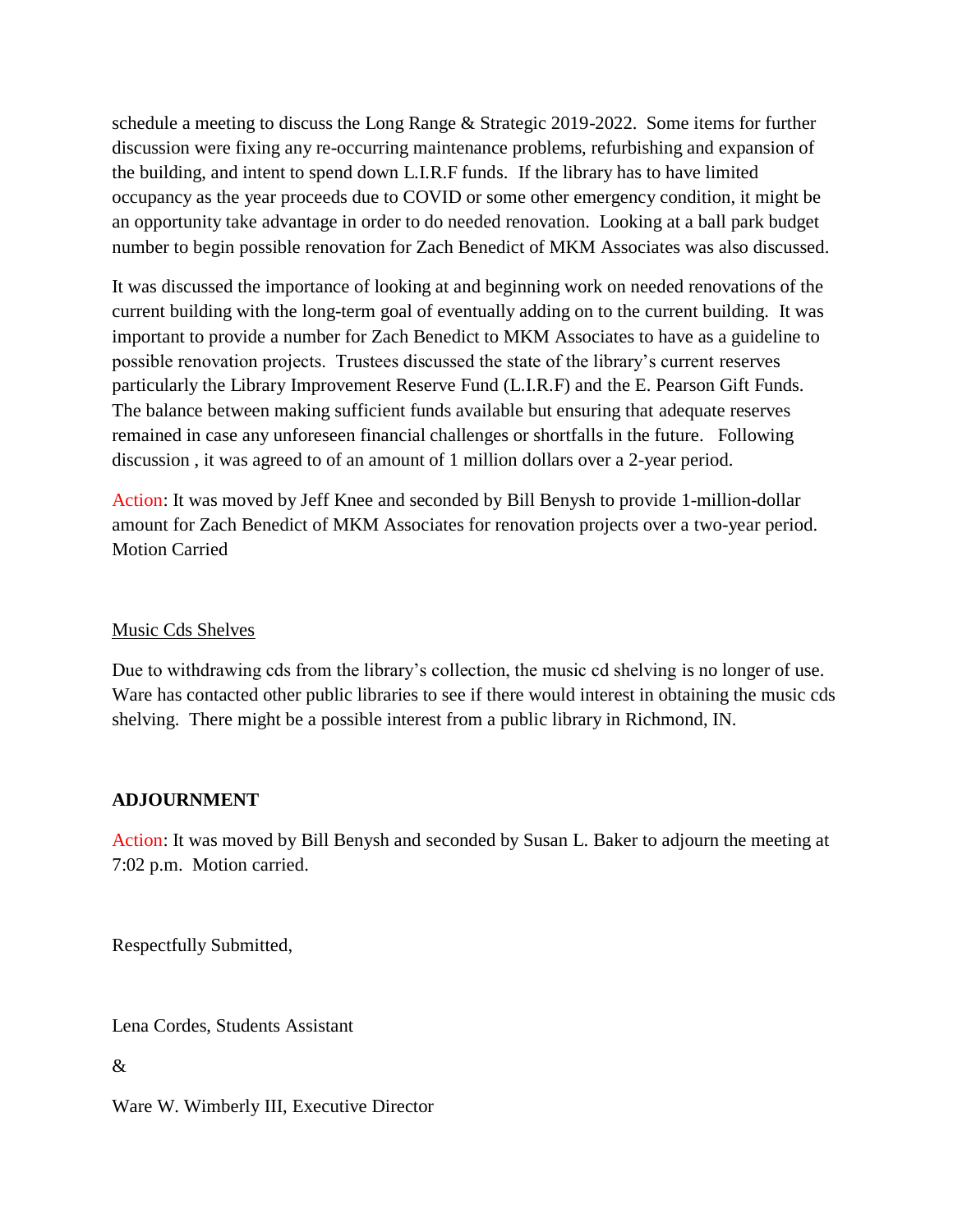schedule a meeting to discuss the Long Range & Strategic 2019-2022. Some items for further discussion were fixing any re-occurring maintenance problems, refurbishing and expansion of the building, and intent to spend down L.I.R.F funds. If the library has to have limited occupancy as the year proceeds due to COVID or some other emergency condition, it might be an opportunity take advantage in order to do needed renovation. Looking at a ball park budget number to begin possible renovation for Zach Benedict of MKM Associates was also discussed.

It was discussed the importance of looking at and beginning work on needed renovations of the current building with the long-term goal of eventually adding on to the current building. It was important to provide a number for Zach Benedict to MKM Associates to have as a guideline to possible renovation projects. Trustees discussed the state of the library's current reserves particularly the Library Improvement Reserve Fund (L.I.R.F) and the E. Pearson Gift Funds. The balance between making sufficient funds available but ensuring that adequate reserves remained in case any unforeseen financial challenges or shortfalls in the future. Following discussion , it was agreed to of an amount of 1 million dollars over a 2-year period.

Action: It was moved by Jeff Knee and seconded by Bill Benysh to provide 1-million-dollar amount for Zach Benedict of MKM Associates for renovation projects over a two-year period. Motion Carried

Music Cds Shelves

Due to withdrawing cds from the library's collection, the music cd shelving is no longer of use. Ware has contacted other public libraries to see if there would interest in obtaining the music cds shelving. There might be a possible interest from a public library in Richmond, IN.

**ADJOURNMENT**

Action: It was moved by Bill Benysh and seconded by Susan L. Baker to adjourn the meeting at 7:02 p.m. Motion carried.

Respectfully Submitted,

Lena Cordes, Students Assistant

&

Ware W. Wimberly III, Executive Director